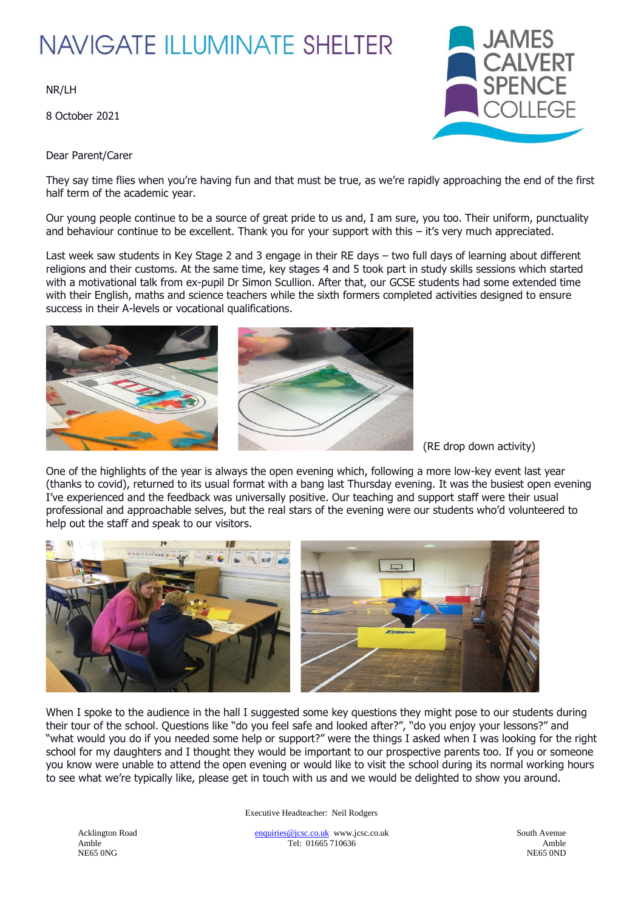# NAVIGATE ILLUMINATE SHELTER

JAMES CALVERT SPENCE COLLEGE

NR/LH

8 October 2021

Dear Parent/Carer

They say time flies when you're having fun and that must be true, as we're rapidly approaching the end of the first half term of the academic year.

Our young people continue to be a source of great pride to us and, I am sure, you too. Their uniform, punctuality and behaviour continue to be excellent. Thank you for your support with this – it's very much appreciated.

Last week saw students in Key Stage 2 and 3 engage in their RE days – two full days of learning about different religions and their customs. At the same time, key stages 4 and 5 took part in study skills sessions which started with a motivational talk from ex-pupil Dr Simon Scullion. After that, our GCSE students had some extended time with their English, maths and science teachers while the sixth formers completed activities designed to ensure success in their A-levels or vocational qualifications.

(RE drop down activity)

One of the highlights of the year is always the open evening which, following a more low-key event last year (thanks to covid), returned to its usual format with a bang last Thursday evening. It was the busiest open evening I've experienced and the feedback was universally positive. Our teaching and support staff were their usual professional and approachable selves, but the real stars of the evening were our students who'd volunteered to help out the staff and speak to our visitors.

When I spoke to the audience in the hall I suggested some key questions they might pose to our students during their tour of the school. Questions like "do you feel safe and looked after?", "do you enjoy your lessons?" and "what would you do if you needed some help or support?" were the things I asked when I was looking for the right school for my daughters and I thought they would be important to our prospective parents too. If you or someone you know were unable to attend the open evening or would like to visit the school during its normal working hours to see what we're typically like, please get in touch with us and we would be delighted to show you around.

Executive Headteacher: Neil Rodgers

Acklington Road
Amble
NE65 0NG

enquiries@jcsc.co.uk www.jcsc.co.uk
Tel: 01665 710636

South Avenue
Amble
NE65 0ND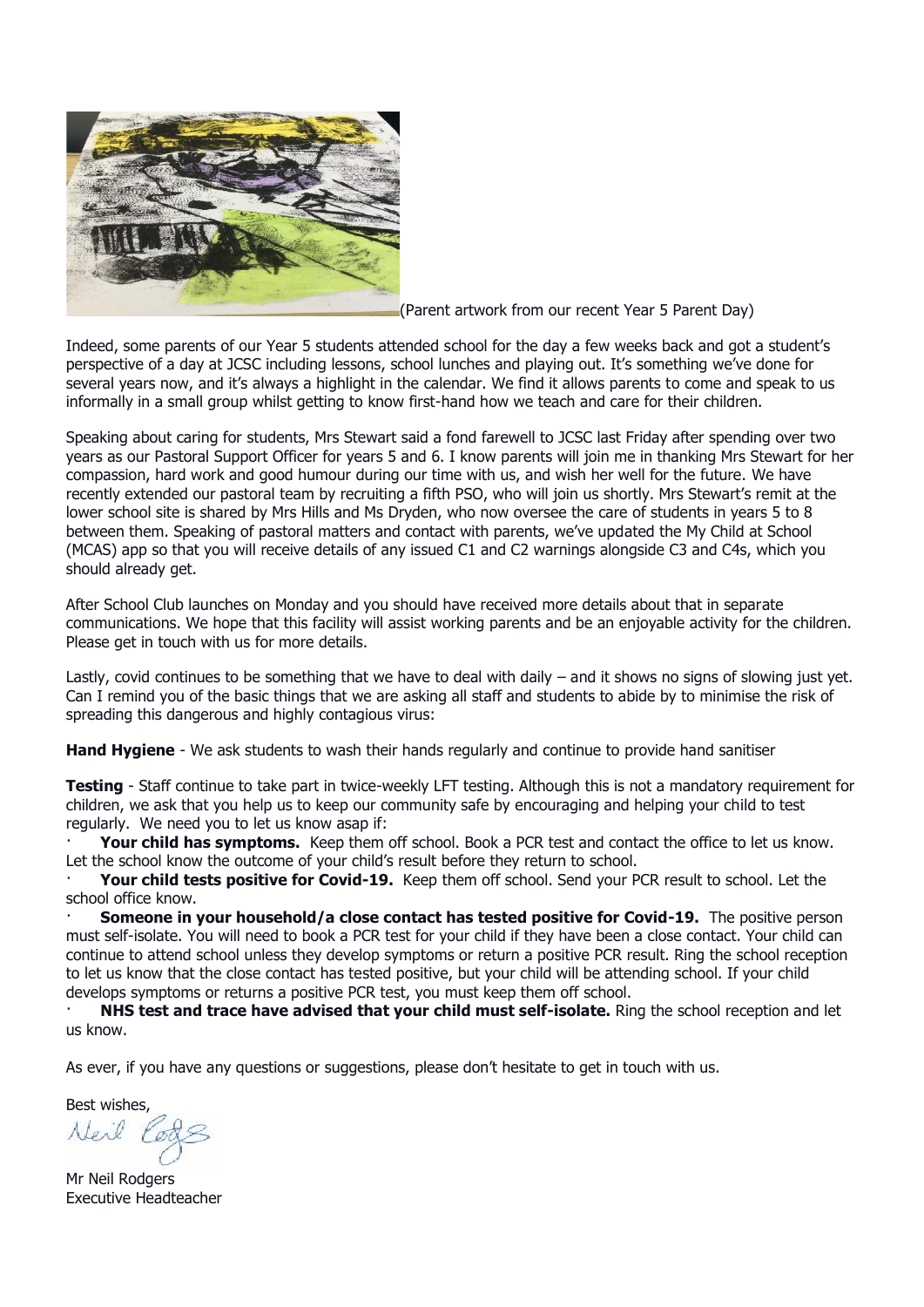(Parent artwork from our recent Year 5 Parent Day)

Indeed, some parents of our Year 5 students attended school for the day a few weeks back and got a student's perspective of a day at JCSC including lessons, school lunches and playing out. It's something we've done for several years now, and it's always a highlight in the calendar. We find it allows parents to come and speak to us informally in a small group whilst getting to know first-hand how we teach and care for their children.

Speaking about caring for students, Mrs Stewart said a fond farewell to JCSC last Friday after spending over two years as our Pastoral Support Officer for years 5 and 6. I know parents will join me in thanking Mrs Stewart for her compassion, hard work and good humour during our time with us, and wish her well for the future. We have recently extended our pastoral team by recruiting a fifth PSO, who will join us shortly. Mrs Stewart's remit at the lower school site is shared by Mrs Hills and Ms Dryden, who now oversee the care of students in years 5 to 8 between them. Speaking of pastoral matters and contact with parents, we've updated the My Child at School (MCAS) app so that you will receive details of any issued C1 and C2 warnings alongside C3 and C4s, which you should already get.

After School Club launches on Monday and you should have received more details about that in separate communications. We hope that this facility will assist working parents and be an enjoyable activity for the children. Please get in touch with us for more details.

Lastly, covid continues to be something that we have to deal with daily – and it shows no signs of slowing just yet. Can I remind you of the basic things that we are asking all staff and students to abide by to minimise the risk of spreading this dangerous and highly contagious virus:

**Hand Hygiene** - We ask students to wash their hands regularly and continue to provide hand sanitiser

**Testing** - Staff continue to take part in twice-weekly LFT testing. Although this is not a mandatory requirement for children, we ask that you help us to keep our community safe by encouraging and helping your child to test regularly. We need you to let us know asap if:

- **Your child has symptoms.** Keep them off school. Book a PCR test and contact the office to let us know. Let the school know the outcome of your child's result before they return to school.
- **Your child tests positive for Covid-19.** Keep them off school. Send your PCR result to school. Let the school office know.
- **Someone in your household/a close contact has tested positive for Covid-19.** The positive person must self-isolate. You will need to book a PCR test for your child if they have been a close contact. Your child can continue to attend school unless they develop symptoms or return a positive PCR result. Ring the school reception to let us know that the close contact has tested positive, but your child will be attending school. If your child develops symptoms or returns a positive PCR test, you must keep them off school.
- **NHS test and trace have advised that your child must self-isolate.** Ring the school reception and let us know.

As ever, if you have any questions or suggestions, please don't hesitate to get in touch with us.

Best wishes,

Mr Neil Rodgers
Executive Headteacher